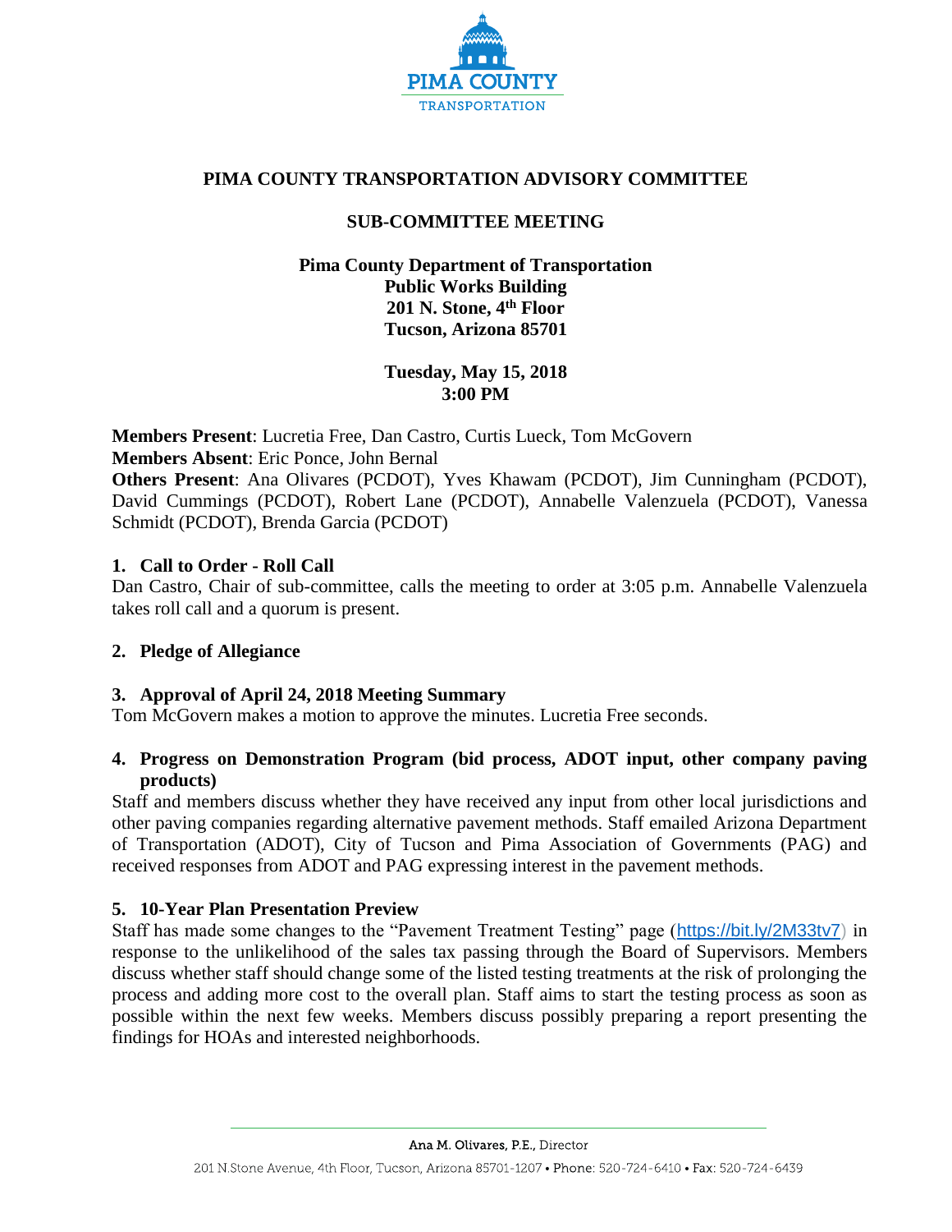# PIMA COUNTY TRANSPORTATION ADVISORY COMMITTEE

## SUB-COMMITTEE MEETING

**Pima County Department of Transportation**
**Public Works Building**
**201 N. Stone, 4th Floor**
**Tucson, Arizona 85701**

**Tuesday, May 15, 2018**
**3:00 PM**

**Members Present**: Lucretia Free, Dan Castro, Curtis Lueck, Tom McGovern
**Members Absent**: Eric Ponce, John Bernal
**Others Present**: Ana Olivares (PCDOT), Yves Khawam (PCDOT), Jim Cunningham (PCDOT), David Cummings (PCDOT), Robert Lane (PCDOT), Annabelle Valenzuela (PCDOT), Vanessa Schmidt (PCDOT), Brenda Garcia (PCDOT)

### 1. Call to Order - Roll Call

Dan Castro, Chair of sub-committee, calls the meeting to order at 3:05 p.m. Annabelle Valenzuela takes roll call and a quorum is present.

### 2. Pledge of Allegiance

### 3. Approval of April 24, 2018 Meeting Summary

Tom McGovern makes a motion to approve the minutes. Lucretia Free seconds.

### 4. Progress on Demonstration Program (bid process, ADOT input, other company paving products)

Staff and members discuss whether they have received any input from other local jurisdictions and other paving companies regarding alternative pavement methods. Staff emailed Arizona Department of Transportation (ADOT), City of Tucson and Pima Association of Governments (PAG) and received responses from ADOT and PAG expressing interest in the pavement methods.

### 5. 10-Year Plan Presentation Preview

Staff has made some changes to the "Pavement Treatment Testing" page (https://bit.ly/2M33tv7) in response to the unlikelihood of the sales tax passing through the Board of Supervisors. Members discuss whether staff should change some of the listed testing treatments at the risk of prolonging the process and adding more cost to the overall plan. Staff aims to start the testing process as soon as possible within the next few weeks. Members discuss possibly preparing a report presenting the findings for HOAs and interested neighborhoods.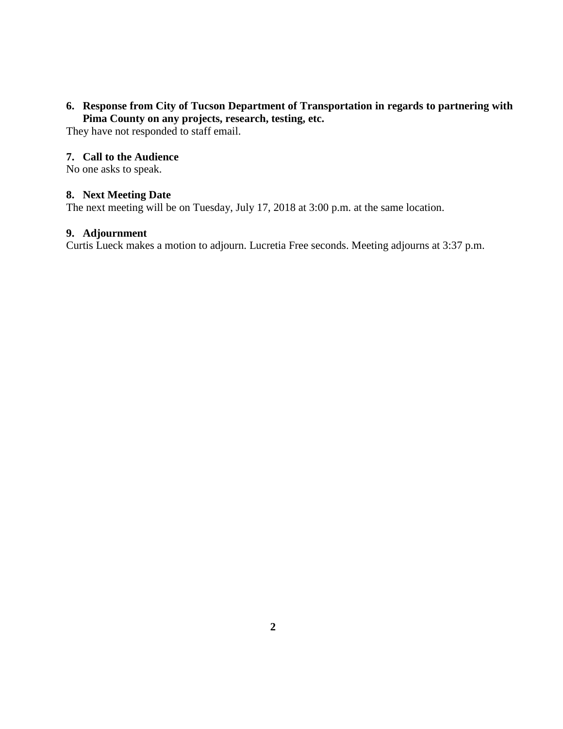**6. Response from City of Tucson Department of Transportation in regards to partnering with Pima County on any projects, research, testing, etc.**

They have not responded to staff email.

**7. Call to the Audience**

No one asks to speak.

**8. Next Meeting Date**

The next meeting will be on Tuesday, July 17, 2018 at 3:00 p.m. at the same location.

**9. Adjournment**

Curtis Lueck makes a motion to adjourn. Lucretia Free seconds. Meeting adjourns at 3:37 p.m.